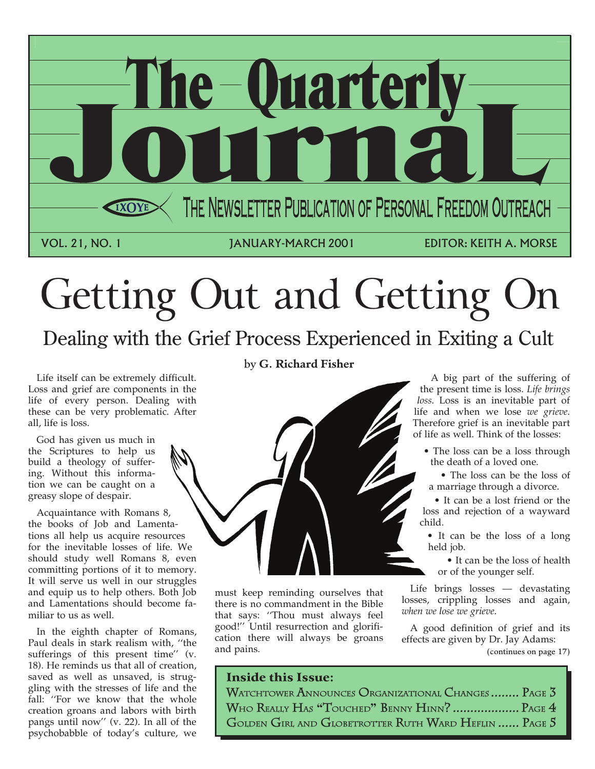# The Quarterly Journal

THE NEWSLETTER PUBLICATION OF PERSONAL FREEDOM OUTREACH

VOL. 21, NO. 1 | JANUARY-MARCH 2001 | EDITOR: KEITH A. MORSE

# Getting Out and Getting On

## Dealing with the Grief Process Experienced in Exiting a Cult

by **G. Richard Fisher**

Life itself can be extremely difficult. Loss and grief are components in the life of every person. Dealing with these can be very problematic. After all, life is loss.

God has given us much in the Scriptures to help us build a theology of suffering. Without this information we can be caught on a greasy slope of despair.

Acquaintance with Romans 8, the books of Job and Lamentations all help us acquire resources for the inevitable losses of life. We should study well Romans 8, even committing portions of it to memory. It will serve us well in our struggles and equip us to help others. Both Job and Lamentations should become familiar to us as well.

In the eighth chapter of Romans, Paul deals in stark realism with, "the sufferings of this present time" (v. 18). He reminds us that all of creation, saved as well as unsaved, is struggling with the stresses of life and the fall: "For we know that the whole creation groans and labors with birth pangs until now" (v. 22). In all of the psychobabble of today's culture, we must keep reminding ourselves that there is no commandment in the Bible that says: "Thou must always feel good!" Until resurrection and glorification there will always be groans and pains.

A big part of the suffering of the present time is loss. *Life brings loss*. Loss is an inevitable part of life and when we lose *we grieve*. Therefore grief is an inevitable part of life as well. Think of the losses:

- The loss can be a loss through the death of a loved one.
- The loss can be the loss of a marriage through a divorce.
- It can be a lost friend or the loss and rejection of a wayward child.
- It can be the loss of a long held job.
- It can be the loss of health or of the younger self.

Life brings losses — devastating losses, crippling losses and again, *when we lose we grieve*.

A good definition of grief and its effects are given by Dr. Jay Adams:

(continues on page 17)

**Inside this Issue:**

Watchtower Announces Organizational Changes ........ Page 3

Who Really Has "Touched" Benny Hinn? ................... Page 4

Golden Girl and Globetrotter Ruth Ward Heflin ...... Page 5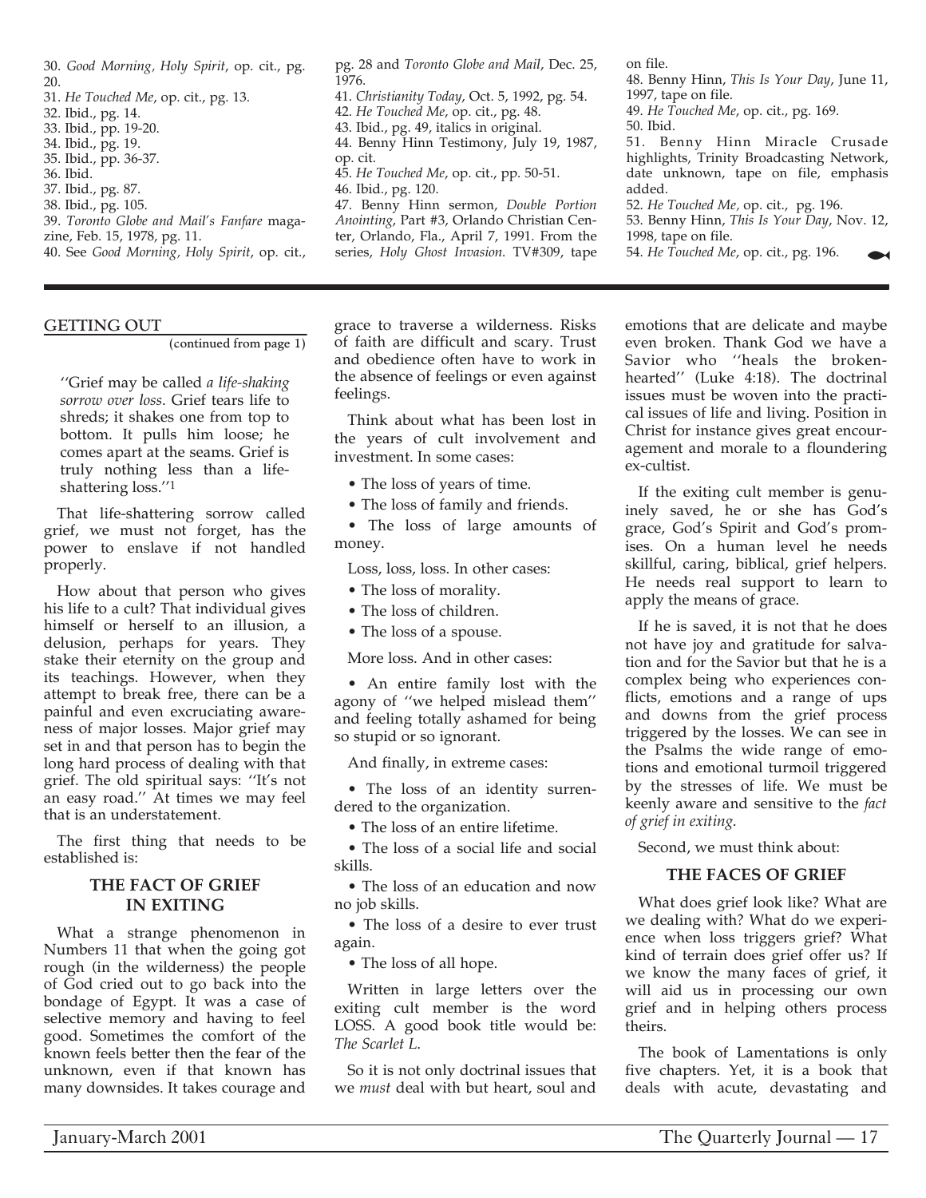30. *Good Morning, Holy Spirit*, op. cit., pg. 20.
31. *He Touched Me*, op. cit., pg. 13.
32. Ibid., pg. 14.
33. Ibid., pp. 19-20.
34. Ibid., pg. 19.
35. Ibid., pp. 36-37.
36. Ibid.
37. Ibid., pg. 87.
38. Ibid., pg. 105.
39. *Toronto Globe and Mail's Fanfare* magazine, Feb. 15, 1978, pg. 11.
40. See *Good Morning, Holy Spirit*, op. cit., pg. 28 and *Toronto Globe and Mail*, Dec. 25, 1976.
41. *Christianity Today*, Oct. 5, 1992, pg. 54.
42. *He Touched Me*, op. cit., pg. 48.
43. Ibid., pg. 49, italics in original.
44. Benny Hinn Testimony, July 19, 1987, op. cit.
45. *He Touched Me*, op. cit., pp. 50-51.
46. Ibid., pg. 120.
47. Benny Hinn sermon, *Double Portion Anointing*, Part #3, Orlando Christian Center, Orlando, Fla., April 7, 1991. From the series, *Holy Ghost Invasion*. TV#309, tape on file.
48. Benny Hinn, *This Is Your Day*, June 11, 1997, tape on file.
49. *He Touched Me*, op. cit., pg. 169.
50. Ibid.
51. Benny Hinn Miracle Crusade highlights, Trinity Broadcasting Network, date unknown, tape on file, emphasis added.
52. *He Touched Me*, op. cit., pg. 196.
53. Benny Hinn, *This Is Your Day*, Nov. 12, 1998, tape on file.
54. *He Touched Me*, op. cit., pg. 196.

## GETTING OUT

(continued from page 1)

> ''Grief may be called *a life-shaking sorrow over loss*. Grief tears life to shreds; it shakes one from top to bottom. It pulls him loose; he comes apart at the seams. Grief is truly nothing less than a life-shattering loss.''[1]

That life-shattering sorrow called grief, we must not forget, has the power to enslave if not handled properly.

How about that person who gives his life to a cult? That individual gives himself or herself to an illusion, a delusion, perhaps for years. They stake their eternity on the group and its teachings. However, when they attempt to break free, there can be a painful and even excruciating awareness of major losses. Major grief may set in and that person has to begin the long hard process of dealing with that grief. The old spiritual says: ''It's not an easy road.'' At times we may feel that is an understatement.

The first thing that needs to be established is:

### THE FACT OF GRIEF IN EXITING

What a strange phenomenon in Numbers 11 that when the going got rough (in the wilderness) the people of God cried out to go back into the bondage of Egypt. It was a case of selective memory and having to feel good. Sometimes the comfort of the known feels better then the fear of the unknown, even if that known has many downsides. It takes courage and grace to traverse a wilderness. Risks of faith are difficult and scary. Trust and obedience often have to work in the absence of feelings or even against feelings.

Think about what has been lost in the years of cult involvement and investment. In some cases:

- The loss of years of time.
- The loss of family and friends.
- The loss of large amounts of money.

Loss, loss, loss. In other cases:

- The loss of morality.
- The loss of children.
- The loss of a spouse.

More loss. And in other cases:

- An entire family lost with the agony of ''we helped mislead them'' and feeling totally ashamed for being so stupid or so ignorant.

And finally, in extreme cases:

- The loss of an identity surrendered to the organization.
- The loss of an entire lifetime.
- The loss of a social life and social skills.
- The loss of an education and now no job skills.
- The loss of a desire to ever trust again.
- The loss of all hope.

Written in large letters over the exiting cult member is the word LOSS. A good book title would be: *The Scarlet L*.

So it is not only doctrinal issues that we *must* deal with but heart, soul and emotions that are delicate and maybe even broken. Thank God we have a Savior who ''heals the broken-hearted'' (Luke 4:18). The doctrinal issues must be woven into the practical issues of life and living. Position in Christ for instance gives great encouragement and morale to a floundering ex-cultist.

If the exiting cult member is genuinely saved, he or she has God's grace, God's Spirit and God's promises. On a human level he needs skillful, caring, biblical, grief helpers. He needs real support to learn to apply the means of grace.

If he is saved, it is not that he does not have joy and gratitude for salvation and for the Savior but that he is a complex being who experiences conflicts, emotions and a range of ups and downs from the grief process triggered by the losses. We can see in the Psalms the wide range of emotions and emotional turmoil triggered by the stresses of life. We must be keenly aware and sensitive to the *fact of grief in exiting*.

Second, we must think about:

### THE FACES OF GRIEF

What does grief look like? What are we dealing with? What do we experience when loss triggers grief? What kind of terrain does grief offer us? If we know the many faces of grief, it will aid us in processing our own grief and in helping others process theirs.

The book of Lamentations is only five chapters. Yet, it is a book that deals with acute, devastating and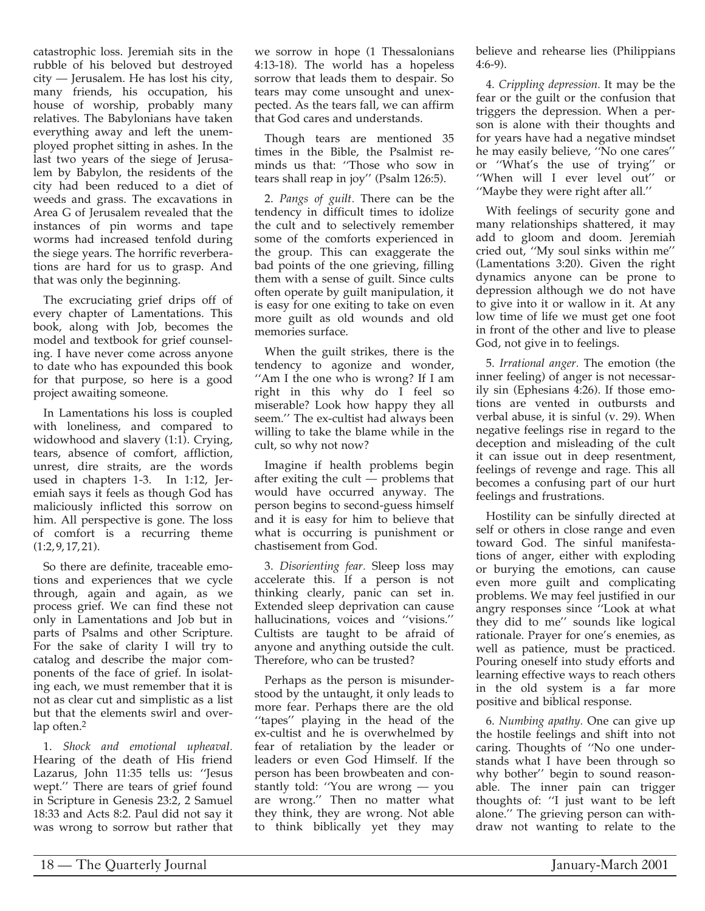catastrophic loss. Jeremiah sits in the rubble of his beloved but destroyed city — Jerusalem. He has lost his city, many friends, his occupation, his house of worship, probably many relatives. The Babylonians have taken everything away and left the unemployed prophet sitting in ashes. In the last two years of the siege of Jerusalem by Babylon, the residents of the city had been reduced to a diet of weeds and grass. The excavations in Area G of Jerusalem revealed that the instances of pin worms and tape worms had increased tenfold during the siege years. The horrific reverberations are hard for us to grasp. And that was only the beginning.

The excruciating grief drips off of every chapter of Lamentations. This book, along with Job, becomes the model and textbook for grief counseling. I have never come across anyone to date who has expounded this book for that purpose, so here is a good project awaiting someone.

In Lamentations his loss is coupled with loneliness, and compared to widowhood and slavery (1:1). Crying, tears, absence of comfort, affliction, unrest, dire straits, are the words used in chapters 1-3. In 1:12, Jeremiah says it feels as though God has maliciously inflicted this sorrow on him. All perspective is gone. The loss of comfort is a recurring theme (1:2, 9, 17, 21).

So there are definite, traceable emotions and experiences that we cycle through, again and again, as we process grief. We can find these not only in Lamentations and Job but in parts of Psalms and other Scripture. For the sake of clarity I will try to catalog and describe the major components of the face of grief. In isolating each, we must remember that it is not as clear cut and simplistic as a list but that the elements swirl and overlap often.[2]

1. *Shock and emotional upheaval.* Hearing of the death of His friend Lazarus, John 11:35 tells us: ''Jesus wept.'' There are tears of grief found in Scripture in Genesis 23:2, 2 Samuel 18:33 and Acts 8:2. Paul did not say it was wrong to sorrow but rather that we sorrow in hope (1 Thessalonians 4:13-18). The world has a hopeless sorrow that leads them to despair. So tears may come unsought and unexpected. As the tears fall, we can affirm that God cares and understands.

Though tears are mentioned 35 times in the Bible, the Psalmist reminds us that: ''Those who sow in tears shall reap in joy'' (Psalm 126:5).

2. *Pangs of guilt.* There can be the tendency in difficult times to idolize the cult and to selectively remember some of the comforts experienced in the group. This can exaggerate the bad points of the one grieving, filling them with a sense of guilt. Since cults often operate by guilt manipulation, it is easy for one exiting to take on even more guilt as old wounds and old memories surface.

When the guilt strikes, there is the tendency to agonize and wonder, ''Am I the one who is wrong? If I am right in this why do I feel so miserable? Look how happy they all seem.'' The ex-cultist had always been willing to take the blame while in the cult, so why not now?

Imagine if health problems begin after exiting the cult — problems that would have occurred anyway. The person begins to second-guess himself and it is easy for him to believe that what is occurring is punishment or chastisement from God.

3. *Disorienting fear.* Sleep loss may accelerate this. If a person is not thinking clearly, panic can set in. Extended sleep deprivation can cause hallucinations, voices and ''visions.'' Cultists are taught to be afraid of anyone and anything outside the cult. Therefore, who can be trusted?

Perhaps as the person is misunderstood by the untaught, it only leads to more fear. Perhaps there are the old ''tapes'' playing in the head of the ex-cultist and he is overwhelmed by fear of retaliation by the leader or leaders or even God Himself. If the person has been browbeaten and constantly told: ''You are wrong — you are wrong.'' Then no matter what they think, they are wrong. Not able to think biblically yet they may believe and rehearse lies (Philippians 4:6-9).

4. *Crippling depression.* It may be the fear or the guilt or the confusion that triggers the depression. When a person is alone with their thoughts and for years have had a negative mindset he may easily believe, ''No one cares'' or ''What's the use of trying'' or ''When will I ever level out'' or ''Maybe they were right after all.''

With feelings of security gone and many relationships shattered, it may add to gloom and doom. Jeremiah cried out, ''My soul sinks within me'' (Lamentations 3:20). Given the right dynamics anyone can be prone to depression although we do not have to give into it or wallow in it. At any low time of life we must get one foot in front of the other and live to please God, not give in to feelings.

5. *Irrational anger.* The emotion (the inner feeling) of anger is not necessarily sin (Ephesians 4:26). If those emotions are vented in outbursts and verbal abuse, it is sinful (v. 29). When negative feelings rise in regard to the deception and misleading of the cult it can issue out in deep resentment, feelings of revenge and rage. This all becomes a confusing part of our hurt feelings and frustrations.

Hostility can be sinfully directed at self or others in close range and even toward God. The sinful manifestations of anger, either with exploding or burying the emotions, can cause even more guilt and complicating problems. We may feel justified in our angry responses since ''Look at what they did to me'' sounds like logical rationale. Prayer for one's enemies, as well as patience, must be practiced. Pouring oneself into study efforts and learning effective ways to reach others in the old system is a far more positive and biblical response.

6. *Numbing apathy.* One can give up the hostile feelings and shift into not caring. Thoughts of ''No one understands what I have been through so why bother'' begin to sound reasonable. The inner pain can trigger thoughts of: ''I just want to be left alone.'' The grieving person can withdraw not wanting to relate to the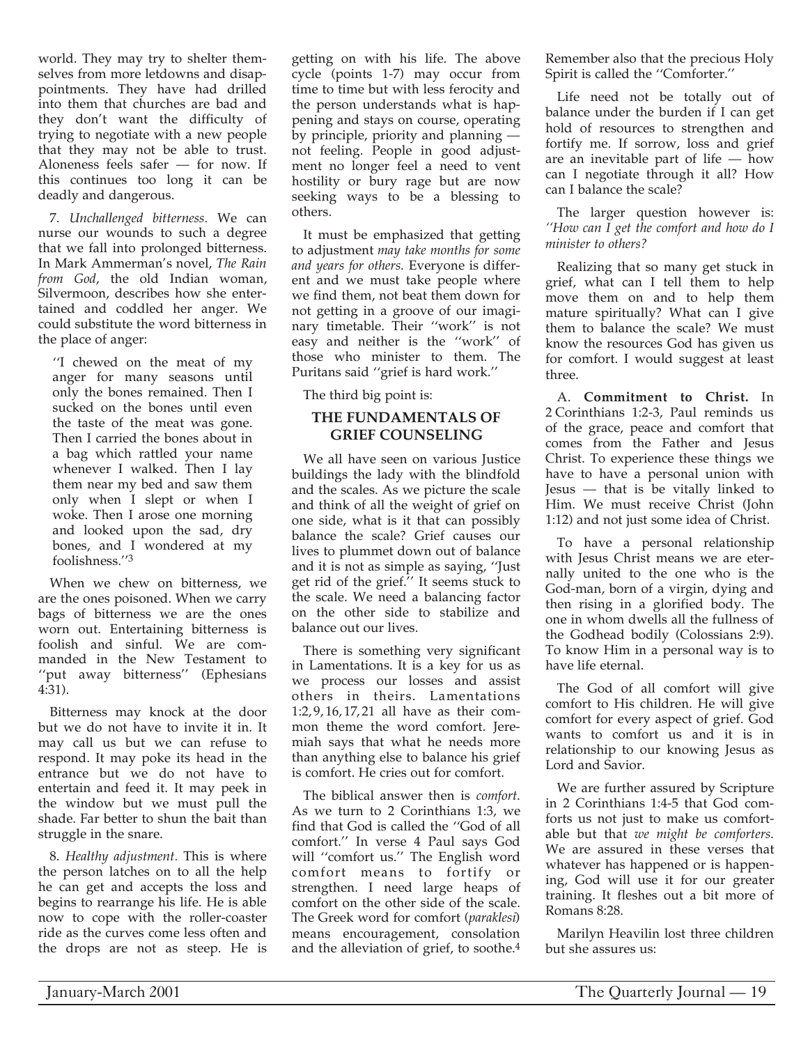world. They may try to shelter themselves from more letdowns and disappointments. They have had drilled into them that churches are bad and they don't want the difficulty of trying to negotiate with a new people that they may not be able to trust. Aloneness feels safer — for now. If this continues too long it can be deadly and dangerous.

7. *Unchallenged bitterness.* We can nurse our wounds to such a degree that we fall into prolonged bitterness. In Mark Ammerman's novel, *The Rain from God*, the old Indian woman, Silvermoon, describes how she entertained and coddled her anger. We could substitute the word bitterness in the place of anger:

> ''I chewed on the meat of my anger for many seasons until only the bones remained. Then I sucked on the bones until even the taste of the meat was gone. Then I carried the bones about in a bag which rattled your name whenever I walked. Then I lay them near my bed and saw them only when I slept or when I woke. Then I arose one morning and looked upon the sad, dry bones, and I wondered at my foolishness.''[3]

When we chew on bitterness, we are the ones poisoned. When we carry bags of bitterness we are the ones worn out. Entertaining bitterness is foolish and sinful. We are commanded in the New Testament to ''put away bitterness'' (Ephesians 4:31).

Bitterness may knock at the door but we do not have to invite it in. It may call us but we can refuse to respond. It may poke its head in the entrance but we do not have to entertain and feed it. It may peek in the window but we must pull the shade. Far better to shun the bait than struggle in the snare.

8. *Healthy adjustment.* This is where the person latches on to all the help he can get and accepts the loss and begins to rearrange his life. He is able now to cope with the roller-coaster ride as the curves come less often and the drops are not as steep. He is getting on with his life. The above cycle (points 1-7) may occur from time to time but with less ferocity and the person understands what is happening and stays on course, operating by principle, priority and planning — not feeling. People in good adjustment no longer feel a need to vent hostility or bury rage but are now seeking ways to be a blessing to others.

It must be emphasized that getting to adjustment *may take months for some and years for others*. Everyone is different and we must take people where we find them, not beat them down for not getting in a groove of our imaginary timetable. Their ''work'' is not easy and neither is the ''work'' of those who minister to them. The Puritans said ''grief is hard work.''

The third big point is:

## THE FUNDAMENTALS OF GRIEF COUNSELING

We all have seen on various Justice buildings the lady with the blindfold and the scales. As we picture the scale and think of all the weight of grief on one side, what is it that can possibly balance the scale? Grief causes our lives to plummet down out of balance and it is not as simple as saying, ''Just get rid of the grief.'' It seems stuck to the scale. We need a balancing factor on the other side to stabilize and balance out our lives.

There is something very significant in Lamentations. It is a key for us as we process our losses and assist others in theirs. Lamentations 1:2, 9, 16, 17, 21 all have as their common theme the word comfort. Jeremiah says that what he needs more than anything else to balance his grief is comfort. He cries out for comfort.

The biblical answer then is *comfort*. As we turn to 2 Corinthians 1:3, we find that God is called the ''God of all comfort.'' In verse 4 Paul says God will ''comfort us.'' The English word comfort means to fortify or strengthen. I need large heaps of comfort on the other side of the scale. The Greek word for comfort (*paraklesi*) means encouragement, consolation and the alleviation of grief, to soothe.[4] Remember also that the precious Holy Spirit is called the ''Comforter.''

Life need not be totally out of balance under the burden if I can get hold of resources to strengthen and fortify me. If sorrow, loss and grief are an inevitable part of life — how can I negotiate through it all? How can I balance the scale?

The larger question however is: *''How can I get the comfort and how do I minister to others?*

Realizing that so many get stuck in grief, what can I tell them to help move them on and to help them mature spiritually? What can I give them to balance the scale? We must know the resources God has given us for comfort. I would suggest at least three.

A. **Commitment to Christ.** In 2 Corinthians 1:2-3, Paul reminds us of the grace, peace and comfort that comes from the Father and Jesus Christ. To experience these things we have to have a personal union with Jesus — that is be vitally linked to Him. We must receive Christ (John 1:12) and not just some idea of Christ.

To have a personal relationship with Jesus Christ means we are eternally united to the one who is the God-man, born of a virgin, dying and then rising in a glorified body. The one in whom dwells all the fullness of the Godhead bodily (Colossians 2:9). To know Him in a personal way is to have life eternal.

The God of all comfort will give comfort to His children. He will give comfort for every aspect of grief. God wants to comfort us and it is in relationship to our knowing Jesus as Lord and Savior.

We are further assured by Scripture in 2 Corinthians 1:4-5 that God comforts us not just to make us comfortable but that *we might be comforters*. We are assured in these verses that whatever has happened or is happening, God will use it for our greater training. It fleshes out a bit more of Romans 8:28.

Marilyn Heavilin lost three children but she assures us: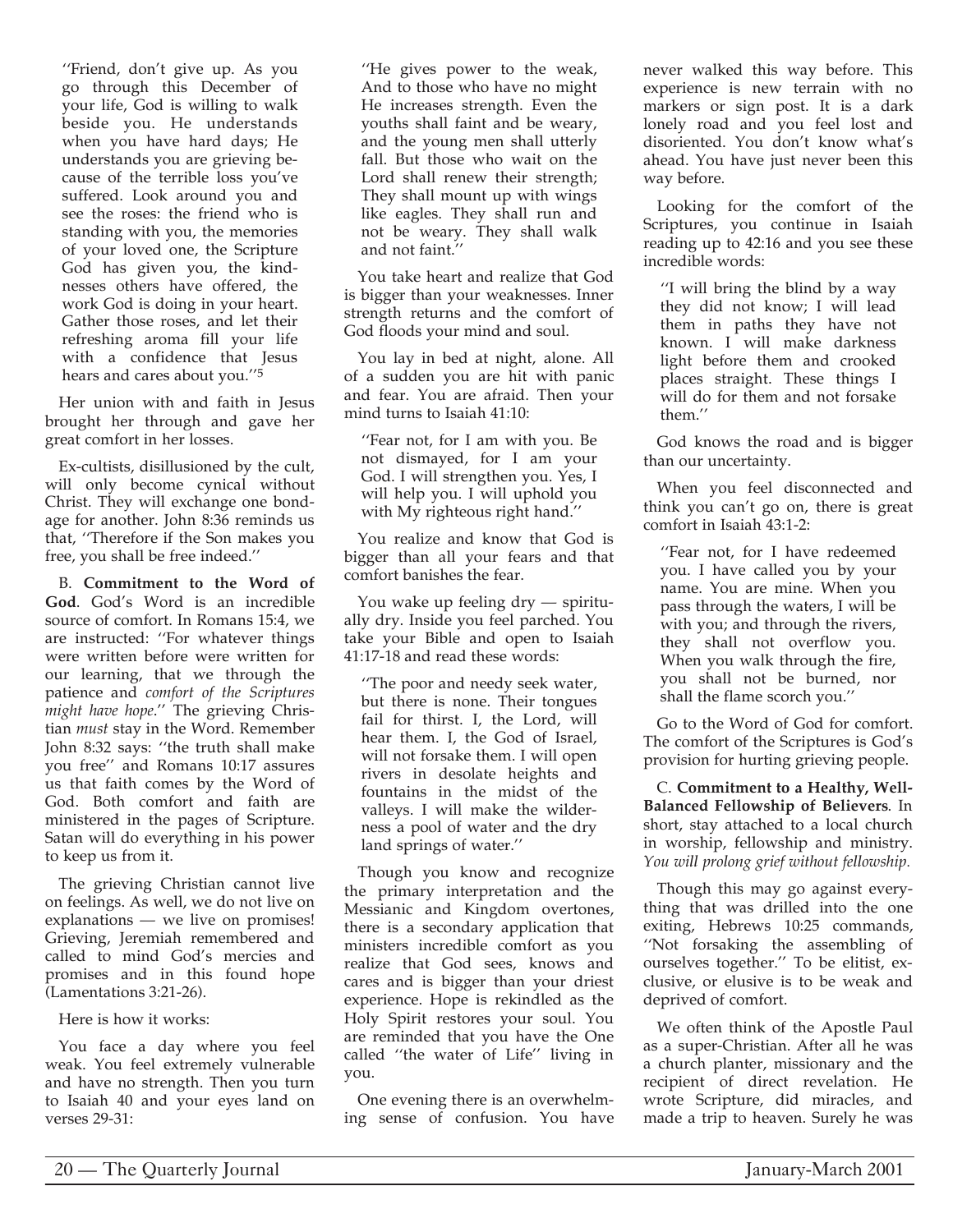"Friend, don't give up. As you go through this December of your life, God is willing to walk beside you. He understands when you have hard days; He understands you are grieving because of the terrible loss you've suffered. Look around you and see the roses: the friend who is standing with you, the memories of your loved one, the Scripture God has given you, the kindnesses others have offered, the work God is doing in your heart. Gather those roses, and let their refreshing aroma fill your life with a confidence that Jesus hears and cares about you."[5]

Her union with and faith in Jesus brought her through and gave her great comfort in her losses.

Ex-cultists, disillusioned by the cult, will only become cynical without Christ. They will exchange one bondage for another. John 8:36 reminds us that, "Therefore if the Son makes you free, you shall be free indeed."

B. **Commitment to the Word of God**. God's Word is an incredible source of comfort. In Romans 15:4, we are instructed: "For whatever things were written before were written for our learning, that we through the patience and *comfort of the Scriptures might have hope*." The grieving Christian *must* stay in the Word. Remember John 8:32 says: "the truth shall make you free" and Romans 10:17 assures us that faith comes by the Word of God. Both comfort and faith are ministered in the pages of Scripture. Satan will do everything in his power to keep us from it.

The grieving Christian cannot live on feelings. As well, we do not live on explanations — we live on promises! Grieving, Jeremiah remembered and called to mind God's mercies and promises and in this found hope (Lamentations 3:21-26).

Here is how it works:

You face a day where you feel weak. You feel extremely vulnerable and have no strength. Then you turn to Isaiah 40 and your eyes land on verses 29-31:

> "He gives power to the weak, And to those who have no might He increases strength. Even the youths shall faint and be weary, and the young men shall utterly fall. But those who wait on the Lord shall renew their strength; They shall mount up with wings like eagles. They shall run and not be weary. They shall walk and not faint."

You take heart and realize that God is bigger than your weaknesses. Inner strength returns and the comfort of God floods your mind and soul.

You lay in bed at night, alone. All of a sudden you are hit with panic and fear. You are afraid. Then your mind turns to Isaiah 41:10:

> "Fear not, for I am with you. Be not dismayed, for I am your God. I will strengthen you. Yes, I will help you. I will uphold you with My righteous right hand."

You realize and know that God is bigger than all your fears and that comfort banishes the fear.

You wake up feeling dry — spiritually dry. Inside you feel parched. You take your Bible and open to Isaiah 41:17-18 and read these words:

> "The poor and needy seek water, but there is none. Their tongues fail for thirst. I, the Lord, will hear them. I, the God of Israel, will not forsake them. I will open rivers in desolate heights and fountains in the midst of the valleys. I will make the wilderness a pool of water and the dry land springs of water."

Though you know and recognize the primary interpretation and the Messianic and Kingdom overtones, there is a secondary application that ministers incredible comfort as you realize that God sees, knows and cares and is bigger than your driest experience. Hope is rekindled as the Holy Spirit restores your soul. You are reminded that you have the One called "the water of Life" living in you.

One evening there is an overwhelming sense of confusion. You have never walked this way before. This experience is new terrain with no markers or sign post. It is a dark lonely road and you feel lost and disoriented. You don't know what's ahead. You have just never been this way before.

Looking for the comfort of the Scriptures, you continue in Isaiah reading up to 42:16 and you see these incredible words:

> "I will bring the blind by a way they did not know; I will lead them in paths they have not known. I will make darkness light before them and crooked places straight. These things I will do for them and not forsake them."

God knows the road and is bigger than our uncertainty.

When you feel disconnected and think you can't go on, there is great comfort in Isaiah 43:1-2:

> "Fear not, for I have redeemed you. I have called you by your name. You are mine. When you pass through the waters, I will be with you; and through the rivers, they shall not overflow you. When you walk through the fire, you shall not be burned, nor shall the flame scorch you."

Go to the Word of God for comfort. The comfort of the Scriptures is God's provision for hurting grieving people.

C. **Commitment to a Healthy, Well-Balanced Fellowship of Believers**. In short, stay attached to a local church in worship, fellowship and ministry. *You will prolong grief without fellowship.*

Though this may go against everything that was drilled into the one exiting, Hebrews 10:25 commands, "Not forsaking the assembling of ourselves together." To be elitist, exclusive, or elusive is to be weak and deprived of comfort.

We often think of the Apostle Paul as a super-Christian. After all he was a church planter, missionary and the recipient of direct revelation. He wrote Scripture, did miracles, and made a trip to heaven. Surely he was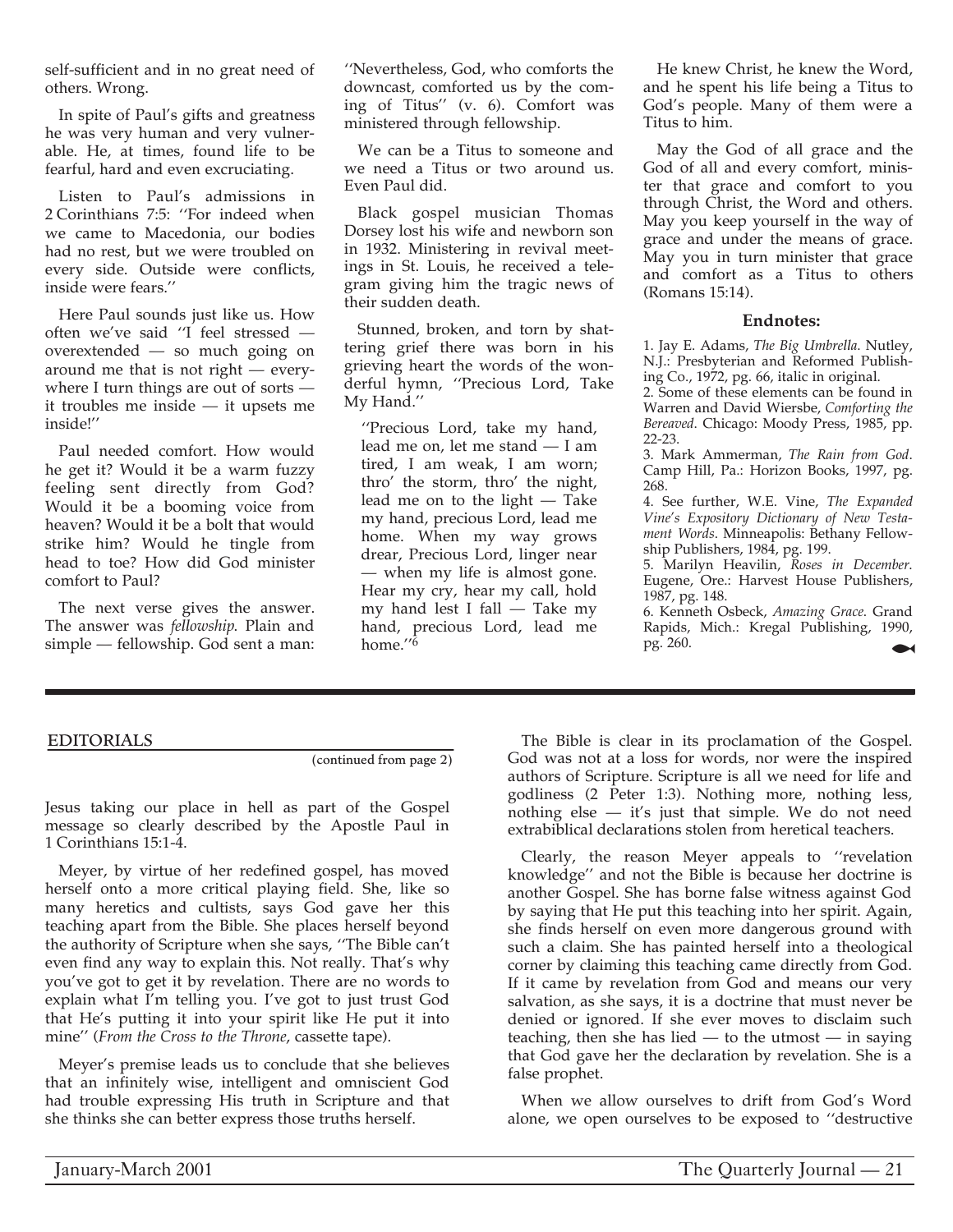self-sufficient and in no great need of others. Wrong.

In spite of Paul's gifts and greatness he was very human and very vulnerable. He, at times, found life to be fearful, hard and even excruciating.

Listen to Paul's admissions in 2 Corinthians 7:5: ''For indeed when we came to Macedonia, our bodies had no rest, but we were troubled on every side. Outside were conflicts, inside were fears.''

Here Paul sounds just like us. How often we've said ''I feel stressed — overextended — so much going on around me that is not right — everywhere I turn things are out of sorts — it troubles me inside — it upsets me inside!''

Paul needed comfort. How would he get it? Would it be a warm fuzzy feeling sent directly from God? Would it be a booming voice from heaven? Would it be a bolt that would strike him? Would he tingle from head to toe? How did God minister comfort to Paul?

The next verse gives the answer. The answer was *fellowship*. Plain and simple — fellowship. God sent a man: ''Nevertheless, God, who comforts the downcast, comforted us by the coming of Titus'' (v. 6). Comfort was ministered through fellowship.

We can be a Titus to someone and we need a Titus or two around us. Even Paul did.

Black gospel musician Thomas Dorsey lost his wife and newborn son in 1932. Ministering in revival meetings in St. Louis, he received a telegram giving him the tragic news of their sudden death.

Stunned, broken, and torn by shattering grief there was born in his grieving heart the words of the wonderful hymn, ''Precious Lord, Take My Hand.''

> ''Precious Lord, take my hand, lead me on, let me stand — I am tired, I am weak, I am worn; thro' the storm, thro' the night, lead me on to the light — Take my hand, precious Lord, lead me home. When my way grows drear, Precious Lord, linger near — when my life is almost gone. Hear my cry, hear my call, hold my hand lest I fall — Take my hand, precious Lord, lead me home.''[6]

He knew Christ, he knew the Word, and he spent his life being a Titus to God's people. Many of them were a Titus to him.

May the God of all grace and the God of all and every comfort, minister that grace and comfort to you through Christ, the Word and others. May you keep yourself in the way of grace and under the means of grace. May you in turn minister that grace and comfort as a Titus to others (Romans 15:14).

### Endnotes:

1. Jay E. Adams, *The Big Umbrella*. Nutley, N.J.: Presbyterian and Reformed Publishing Co., 1972, pg. 66, italic in original.
2. Some of these elements can be found in Warren and David Wiersbe, *Comforting the Bereaved*. Chicago: Moody Press, 1985, pp. 22-23.
3. Mark Ammerman, *The Rain from God*. Camp Hill, Pa.: Horizon Books, 1997, pg. 268.
4. See further, W.E. Vine, *The Expanded Vine's Expository Dictionary of New Testament Words*. Minneapolis: Bethany Fellowship Publishers, 1984, pg. 199.
5. Marilyn Heavilin, *Roses in December*. Eugene, Ore.: Harvest House Publishers, 1987, pg. 148.
6. Kenneth Osbeck, *Amazing Grace*. Grand Rapids, Mich.: Kregal Publishing, 1990, pg. 260.

---

## EDITORIALS

(continued from page 2)

Jesus taking our place in hell as part of the Gospel message so clearly described by the Apostle Paul in 1 Corinthians 15:1-4.

Meyer, by virtue of her redefined gospel, has moved herself onto a more critical playing field. She, like so many heretics and cultists, says God gave her this teaching apart from the Bible. She places herself beyond the authority of Scripture when she says, ''The Bible can't even find any way to explain this. Not really. That's why you've got to get it by revelation. There are no words to explain what I'm telling you. I've got to just trust God that He's putting it into your spirit like He put it into mine'' (*From the Cross to the Throne*, cassette tape).

Meyer's premise leads us to conclude that she believes that an infinitely wise, intelligent and omniscient God had trouble expressing His truth in Scripture and that she thinks she can better express those truths herself.

The Bible is clear in its proclamation of the Gospel. God was not at a loss for words, nor were the inspired authors of Scripture. Scripture is all we need for life and godliness (2 Peter 1:3). Nothing more, nothing less, nothing else — it's just that simple. We do not need extrabiblical declarations stolen from heretical teachers.

Clearly, the reason Meyer appeals to ''revelation knowledge'' and not the Bible is because her doctrine is another Gospel. She has borne false witness against God by saying that He put this teaching into her spirit. Again, she finds herself on even more dangerous ground with such a claim. She has painted herself into a theological corner by claiming this teaching came directly from God. If it came by revelation from God and means our very salvation, as she says, it is a doctrine that must never be denied or ignored. If she ever moves to disclaim such teaching, then she has lied — to the utmost — in saying that God gave her the declaration by revelation. She is a false prophet.

When we allow ourselves to drift from God's Word alone, we open ourselves to be exposed to ''destructive